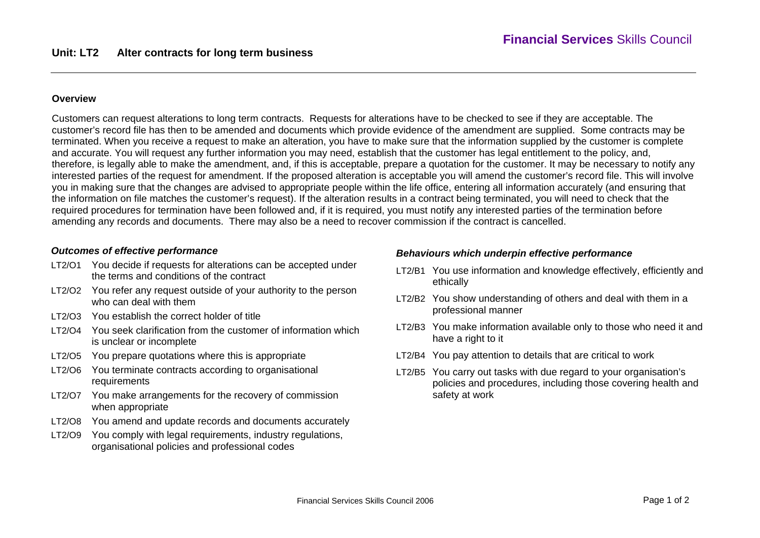# Unit: LT2 Alter contracts for long term business

## Overview

Customers can request alterations to long term contracts. Requests for alterations have to be checked to see if they are acceptable. The customer's record file has then to be amended and documents which provide evidence of the amendment are supplied. Some contracts may be terminated. When you receive a request to make an alteration, you have to make sure that the information supplied by the customer is complete and accurate. You will request any further information you may need, establish that the customer has legal entitlement to the policy, and, therefore, is legally able to make the amendment, and, if this is acceptable, prepare a quotation for the customer. It may be necessary to notify any interested parties of the request for amendment. If the proposed alteration is acceptable you will amend the customer's record file. This will involve you in making sure that the changes are advised to appropriate people within the life office, entering all information accurately (and ensuring that the information on file matches the customer's request). If the alteration results in a contract being terminated, you will need to check that the required procedures for termination have been followed and, if it is required, you must notify any interested parties of the termination before amending any records and documents. There may also be a need to recover commission if the contract is cancelled.

### *Outcomes of effective performance*

- LT2/O1 You decide if requests for alterations can be accepted under the terms and conditions of the contract
- LT2/O2 You refer any request outside of your authority to the person who can deal with them
- LT2/O3 You establish the correct holder of title
- LT2/O4 You seek clarification from the customer of information which is unclear or incomplete
- LT2/O5 You prepare quotations where this is appropriate
- LT2/O6 You terminate contracts according to organisational requirements
- LT2/O7 You make arrangements for the recovery of commission when appropriate
- LT2/O8 You amend and update records and documents accurately
- LT2/O9 You comply with legal requirements, industry regulations, organisational policies and professional codes

### *Behaviours which underpin effective performance*

- LT2/B1 You use information and knowledge effectively, efficiently and ethically
- LT2/B2 You show understanding of others and deal with them in a professional manner
- LT2/B3 You make information available only to those who need it and have a right to it
- LT2/B4 You pay attention to details that are critical to work
- LT2/B5 You carry out tasks with due regard to your organisation's policies and procedures, including those covering health and safety at work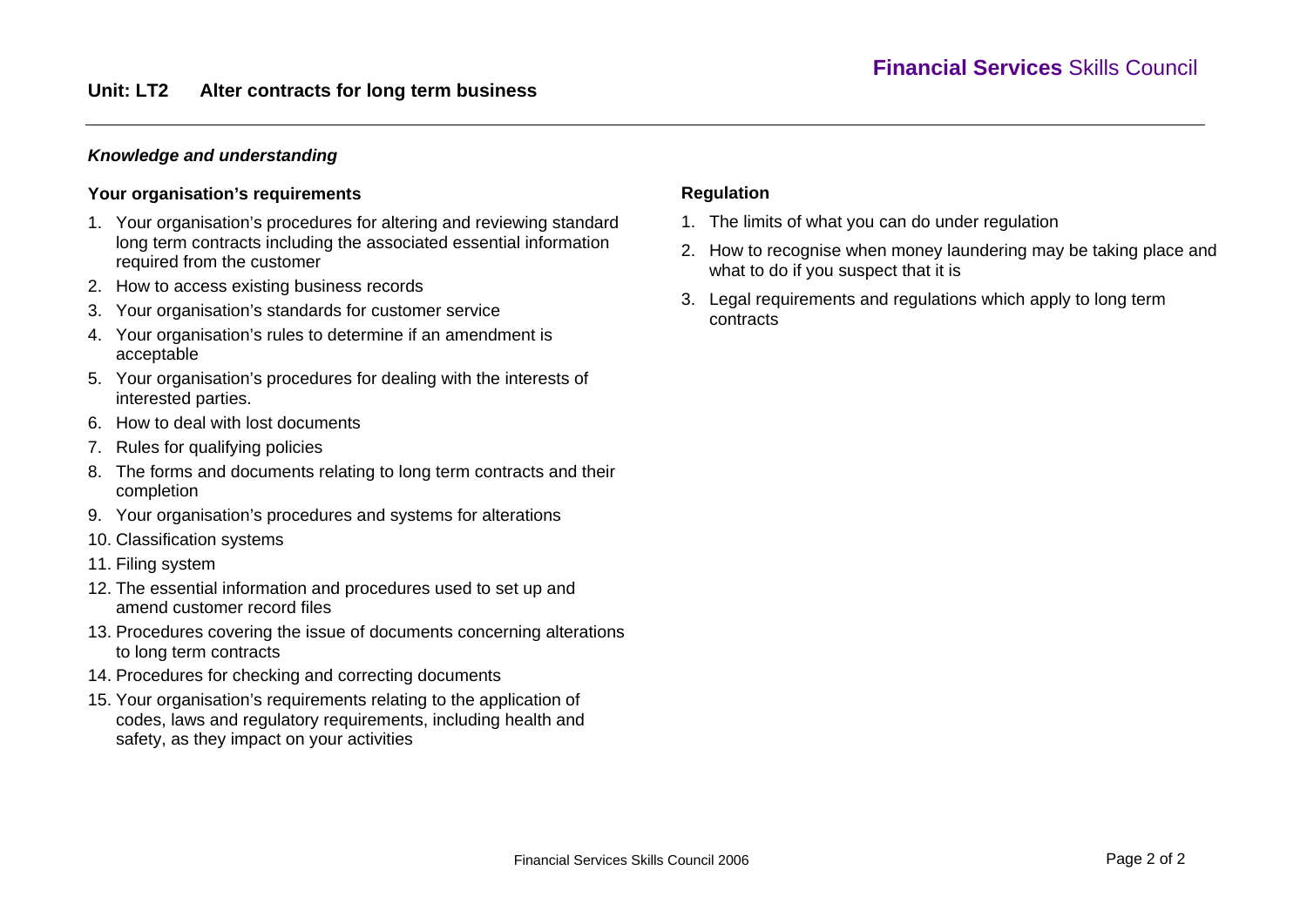## Unit: LT2 Alter contracts for long term business

***Knowledge and understanding***

**Your organisation's requirements**

1. Your organisation's procedures for altering and reviewing standard long term contracts including the associated essential information required from the customer
2. How to access existing business records
3. Your organisation's standards for customer service
4. Your organisation's rules to determine if an amendment is acceptable
5. Your organisation's procedures for dealing with the interests of interested parties.
6. How to deal with lost documents
7. Rules for qualifying policies
8. The forms and documents relating to long term contracts and their completion
9. Your organisation's procedures and systems for alterations
10. Classification systems
11. Filing system
12. The essential information and procedures used to set up and amend customer record files
13. Procedures covering the issue of documents concerning alterations to long term contracts
14. Procedures for checking and correcting documents
15. Your organisation's requirements relating to the application of codes, laws and regulatory requirements, including health and safety, as they impact on your activities

**Regulation**

1. The limits of what you can do under regulation
2. How to recognise when money laundering may be taking place and what to do if you suspect that it is
3. Legal requirements and regulations which apply to long term contracts